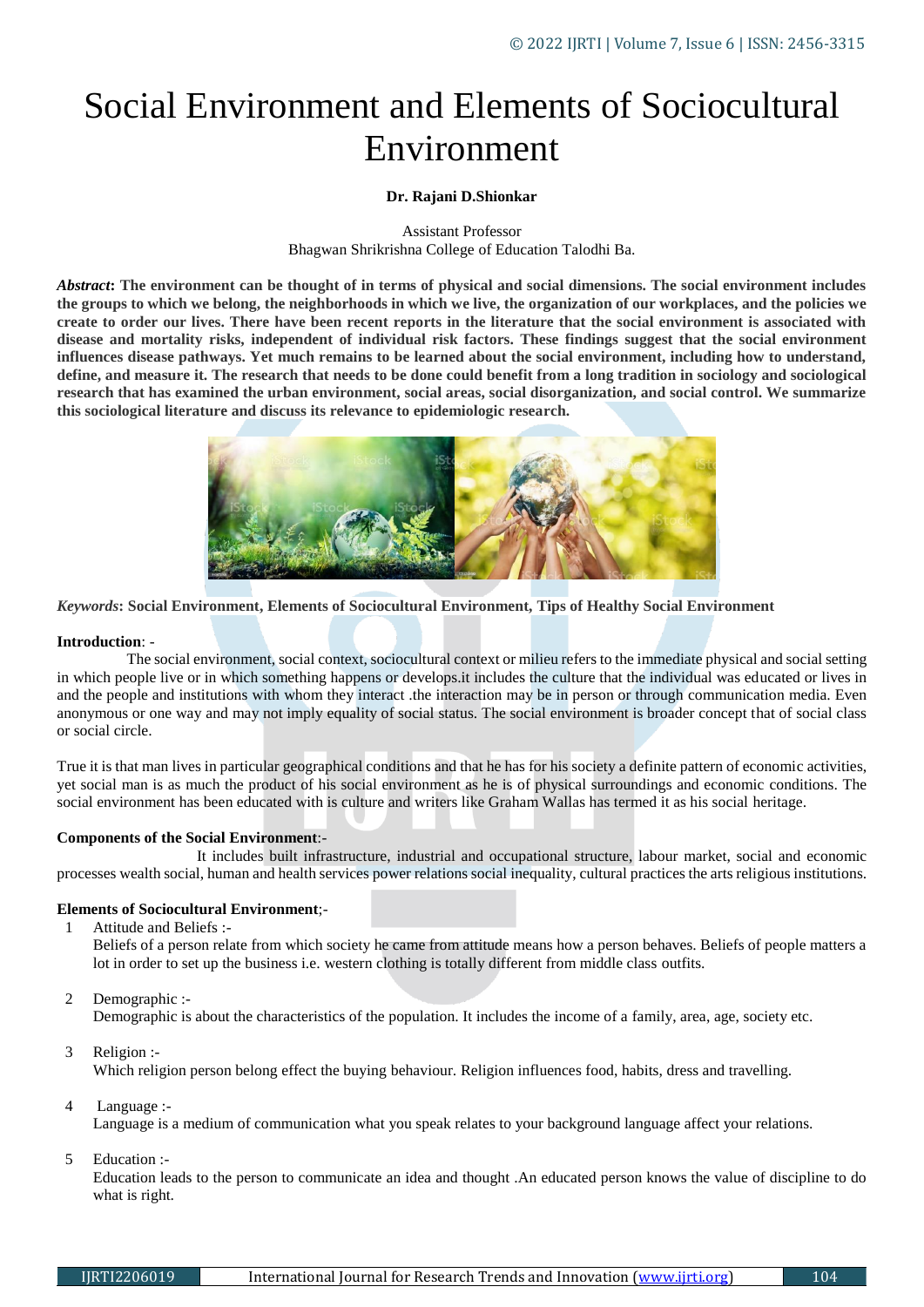# Social Environment and Elements of Sociocultural Environment

**Dr. Rajani D.Shionkar**

Assistant Professor
Bhagwan Shrikrishna College of Education Talodhi Ba.

***Abstract*: The environment can be thought of in terms of physical and social dimensions. The social environment includes the groups to which we belong, the neighborhoods in which we live, the organization of our workplaces, and the policies we create to order our lives. There have been recent reports in the literature that the social environment is associated with disease and mortality risks, independent of individual risk factors. These findings suggest that the social environment influences disease pathways. Yet much remains to be learned about the social environment, including how to understand, define, and measure it. The research that needs to be done could benefit from a long tradition in sociology and sociological research that has examined the urban environment, social areas, social disorganization, and social control. We summarize this sociological literature and discuss its relevance to epidemiologic research.**

***Keywords*: Social Environment, Elements of Sociocultural Environment, Tips of Healthy Social Environment**

**Introduction**: -

The social environment, social context, sociocultural context or milieu refers to the immediate physical and social setting in which people live or in which something happens or develops.it includes the culture that the individual was educated or lives in and the people and institutions with whom they interact .the interaction may be in person or through communication media. Even anonymous or one way and may not imply equality of social status. The social environment is broader concept that of social class or social circle.

True it is that man lives in particular geographical conditions and that he has for his society a definite pattern of economic activities, yet social man is as much the product of his social environment as he is of physical surroundings and economic conditions. The social environment has been educated with is culture and writers like Graham Wallas has termed it as his social heritage.

**Components of the Social Environment**:-

It includes built infrastructure, industrial and occupational structure, labour market, social and economic processes wealth social, human and health services power relations social inequality, cultural practices the arts religious institutions.

**Elements of Sociocultural Environment**;-

1. Attitude and Beliefs :-
   Beliefs of a person relate from which society he came from attitude means how a person behaves. Beliefs of people matters a lot in order to set up the business i.e. western clothing is totally different from middle class outfits.

2. Demographic :-
   Demographic is about the characteristics of the population. It includes the income of a family, area, age, society etc.

3. Religion :-
   Which religion person belong effect the buying behaviour. Religion influences food, habits, dress and travelling.

4. Language :-
   Language is a medium of communication what you speak relates to your background language affect your relations.

5. Education :-
   Education leads to the person to communicate an idea and thought .An educated person knows the value of discipline to do what is right.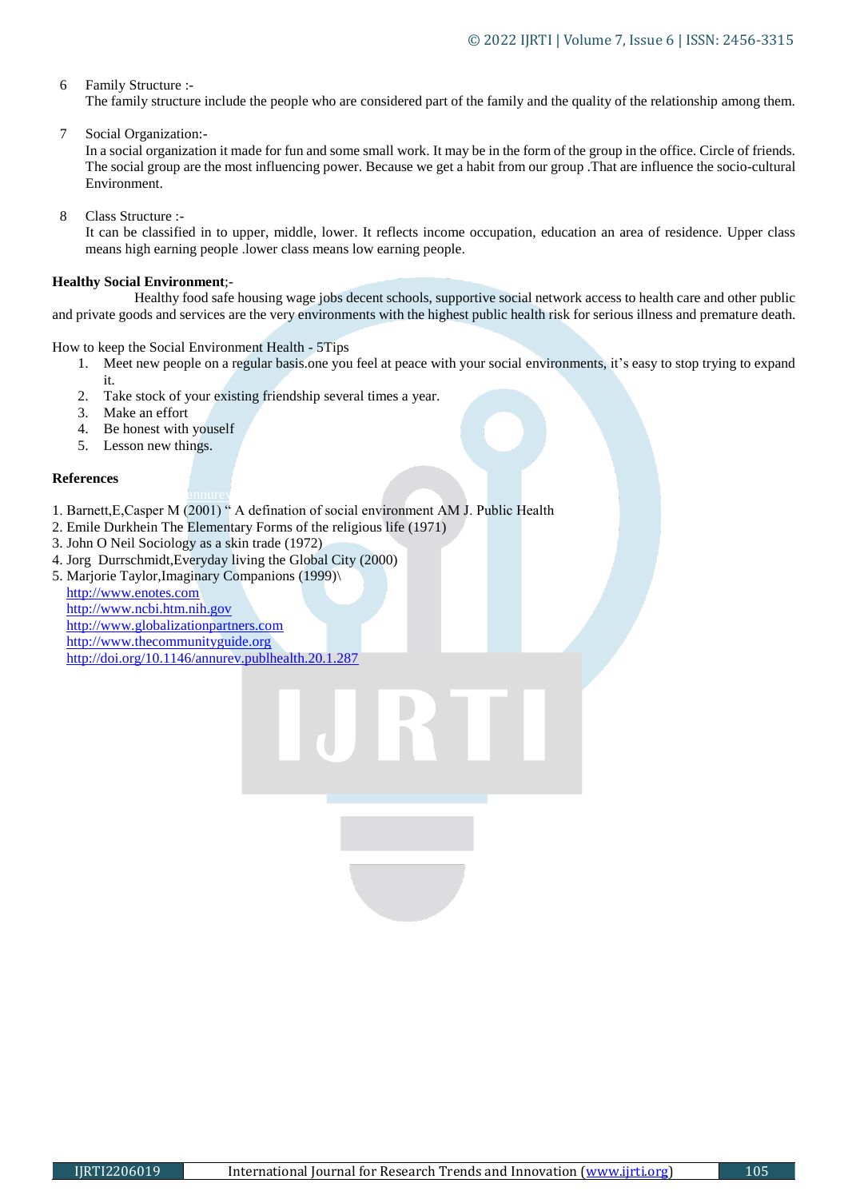6 Family Structure :-
The family structure include the people who are considered part of the family and the quality of the relationship among them.

7 Social Organization:-
In a social organization it made for fun and some small work. It may be in the form of the group in the office. Circle of friends. The social group are the most influencing power. Because we get a habit from our group .That are influence the socio-cultural Environment.

8 Class Structure :-
It can be classified in to upper, middle, lower. It reflects income occupation, education an area of residence. Upper class means high earning people .lower class means low earning people.

**Healthy Social Environment**;-

Healthy food safe housing wage jobs decent schools, supportive social network access to health care and other public and private goods and services are the very environments with the highest public health risk for serious illness and premature death.

How to keep the Social Environment Health - 5Tips

1. Meet new people on a regular basis.one you feel at peace with your social environments, it's easy to stop trying to expand it.
2. Take stock of your existing friendship several times a year.
3. Make an effort
4. Be honest with youself
5. Lesson new things.

**References**

1. Barnett,E,Casper M (2001) " A defination of social environment AM J. Public Health
2. Emile Durkhein The Elementary Forms of the religious life (1971)
3. John O Neil Sociology as a skin trade (1972)
4. Jorg Durrschmidt,Everyday living the Global City (2000)
5. Marjorie Taylor,Imaginary Companions (1999)\
http://www.enotes.com
http://www.ncbi.htm.nih.gov
http://www.globalizationpartners.com
http://www.thecommunityguide.org
http://doi.org/10.1146/annurev.publhealth.20.1.287